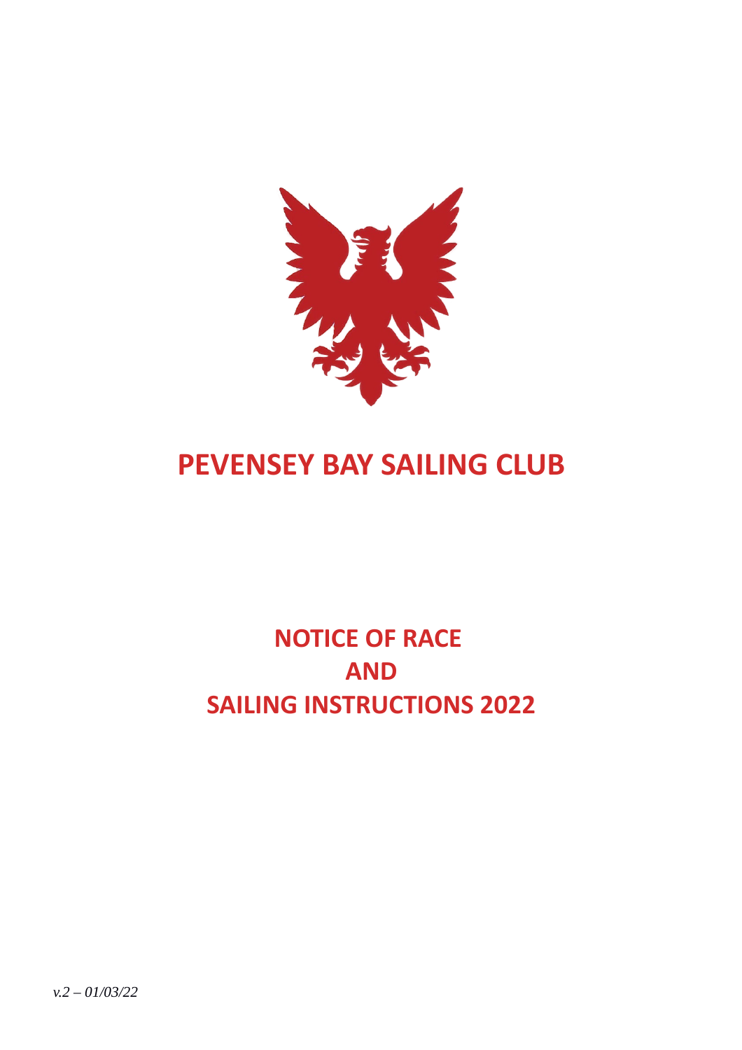# PEVENSEY BAY SAILING CLUB

## NOTICE OF RACE
## AND
## SAILING INSTRUCTIONS 2022

*v.2 – 01/03/22*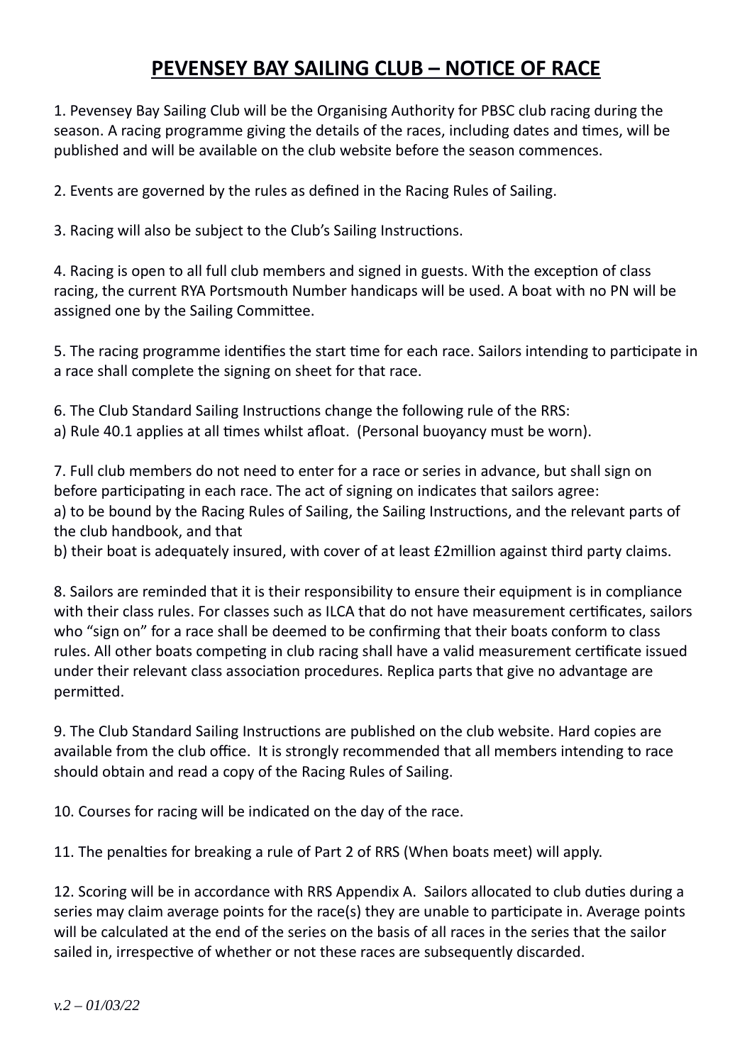# PEVENSEY BAY SAILING CLUB – NOTICE OF RACE

1. Pevensey Bay Sailing Club will be the Organising Authority for PBSC club racing during the season. A racing programme giving the details of the races, including dates and times, will be published and will be available on the club website before the season commences.

2. Events are governed by the rules as defined in the Racing Rules of Sailing.

3. Racing will also be subject to the Club's Sailing Instructions.

4. Racing is open to all full club members and signed in guests. With the exception of class racing, the current RYA Portsmouth Number handicaps will be used. A boat with no PN will be assigned one by the Sailing Committee.

5. The racing programme identifies the start time for each race. Sailors intending to participate in a race shall complete the signing on sheet for that race.

6. The Club Standard Sailing Instructions change the following rule of the RRS:
a) Rule 40.1 applies at all times whilst afloat. (Personal buoyancy must be worn).

7. Full club members do not need to enter for a race or series in advance, but shall sign on before participating in each race. The act of signing on indicates that sailors agree:
a) to be bound by the Racing Rules of Sailing, the Sailing Instructions, and the relevant parts of the club handbook, and that
b) their boat is adequately insured, with cover of at least £2million against third party claims.

8. Sailors are reminded that it is their responsibility to ensure their equipment is in compliance with their class rules. For classes such as ILCA that do not have measurement certificates, sailors who "sign on" for a race shall be deemed to be confirming that their boats conform to class rules. All other boats competing in club racing shall have a valid measurement certificate issued under their relevant class association procedures. Replica parts that give no advantage are permitted.

9. The Club Standard Sailing Instructions are published on the club website. Hard copies are available from the club office. It is strongly recommended that all members intending to race should obtain and read a copy of the Racing Rules of Sailing.

10. Courses for racing will be indicated on the day of the race.

11. The penalties for breaking a rule of Part 2 of RRS (When boats meet) will apply.

12. Scoring will be in accordance with RRS Appendix A. Sailors allocated to club duties during a series may claim average points for the race(s) they are unable to participate in. Average points will be calculated at the end of the series on the basis of all races in the series that the sailor sailed in, irrespective of whether or not these races are subsequently discarded.

*v.2 – 01/03/22*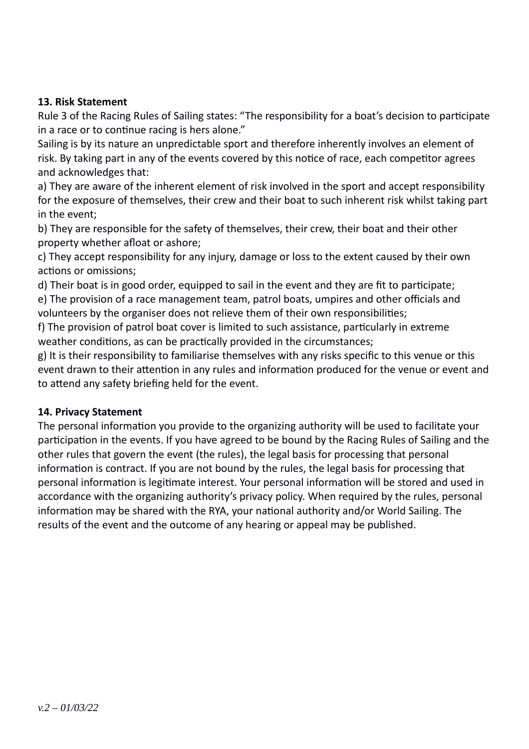**13. Risk Statement**

Rule 3 of the Racing Rules of Sailing states: "The responsibility for a boat's decision to participate in a race or to continue racing is hers alone."

Sailing is by its nature an unpredictable sport and therefore inherently involves an element of risk. By taking part in any of the events covered by this notice of race, each competitor agrees and acknowledges that:

a) They are aware of the inherent element of risk involved in the sport and accept responsibility for the exposure of themselves, their crew and their boat to such inherent risk whilst taking part in the event;

b) They are responsible for the safety of themselves, their crew, their boat and their other property whether afloat or ashore;

c) They accept responsibility for any injury, damage or loss to the extent caused by their own actions or omissions;

d) Their boat is in good order, equipped to sail in the event and they are fit to participate;

e) The provision of a race management team, patrol boats, umpires and other officials and volunteers by the organiser does not relieve them of their own responsibilities;

f) The provision of patrol boat cover is limited to such assistance, particularly in extreme weather conditions, as can be practically provided in the circumstances;

g) It is their responsibility to familiarise themselves with any risks specific to this venue or this event drawn to their attention in any rules and information produced for the venue or event and to attend any safety briefing held for the event.

**14. Privacy Statement**

The personal information you provide to the organizing authority will be used to facilitate your participation in the events. If you have agreed to be bound by the Racing Rules of Sailing and the other rules that govern the event (the rules), the legal basis for processing that personal information is contract. If you are not bound by the rules, the legal basis for processing that personal information is legitimate interest. Your personal information will be stored and used in accordance with the organizing authority's privacy policy. When required by the rules, personal information may be shared with the RYA, your national authority and/or World Sailing. The results of the event and the outcome of any hearing or appeal may be published.

*v.2 – 01/03/22*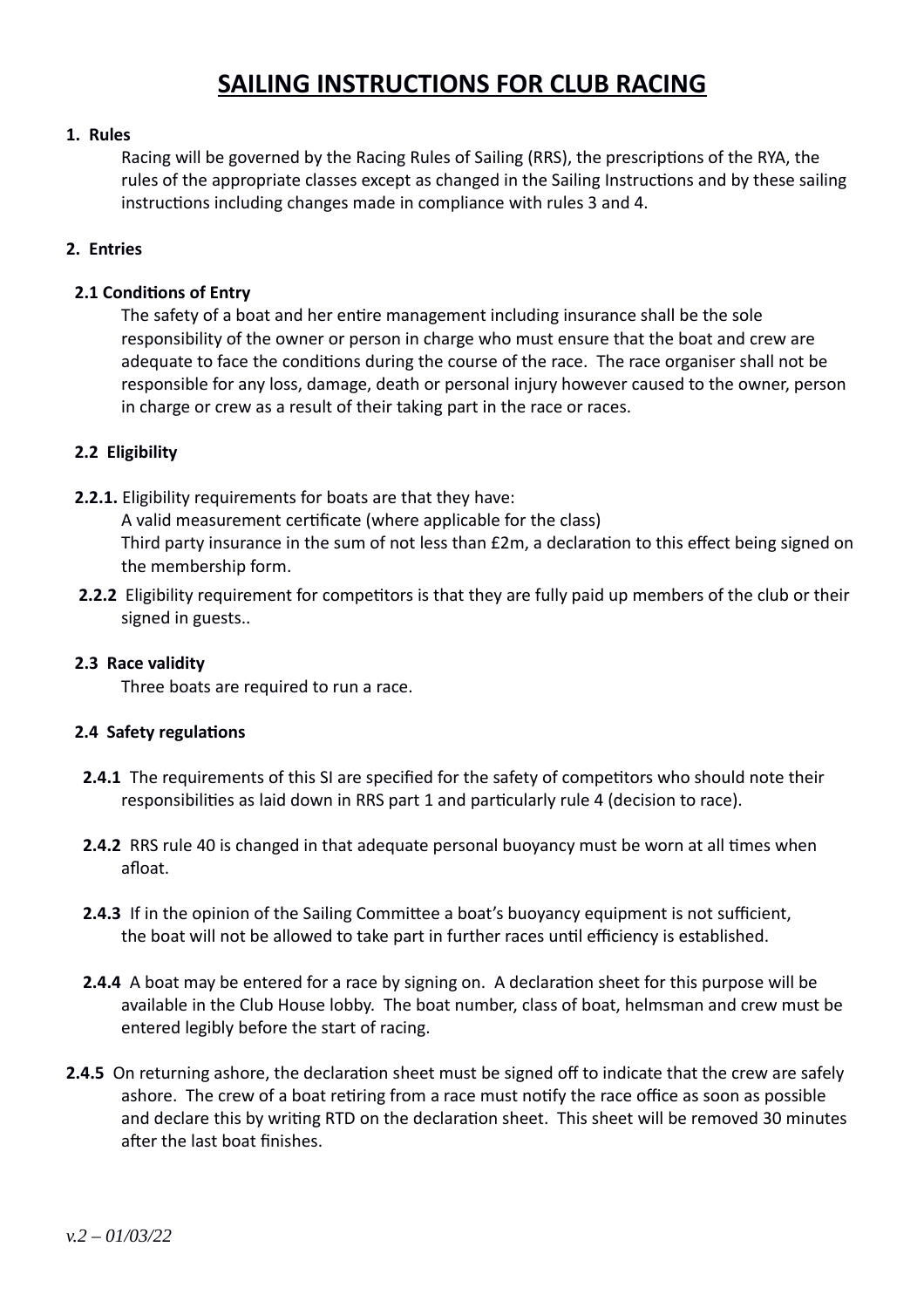# SAILING INSTRUCTIONS FOR CLUB RACING

**1. Rules**

Racing will be governed by the Racing Rules of Sailing (RRS), the prescriptions of the RYA, the rules of the appropriate classes except as changed in the Sailing Instructions and by these sailing instructions including changes made in compliance with rules 3 and 4.

**2. Entries**

**2.1 Conditions of Entry**

The safety of a boat and her entire management including insurance shall be the sole responsibility of the owner or person in charge who must ensure that the boat and crew are adequate to face the conditions during the course of the race. The race organiser shall not be responsible for any loss, damage, death or personal injury however caused to the owner, person in charge or crew as a result of their taking part in the race or races.

**2.2 Eligibility**

**2.2.1.** Eligibility requirements for boats are that they have:

A valid measurement certificate (where applicable for the class)

Third party insurance in the sum of not less than £2m, a declaration to this effect being signed on the membership form.

**2.2.2** Eligibility requirement for competitors is that they are fully paid up members of the club or their signed in guests..

**2.3 Race validity**

Three boats are required to run a race.

**2.4 Safety regulations**

**2.4.1** The requirements of this SI are specified for the safety of competitors who should note their responsibilities as laid down in RRS part 1 and particularly rule 4 (decision to race).

**2.4.2** RRS rule 40 is changed in that adequate personal buoyancy must be worn at all times when afloat.

**2.4.3** If in the opinion of the Sailing Committee a boat's buoyancy equipment is not sufficient, the boat will not be allowed to take part in further races until efficiency is established.

**2.4.4** A boat may be entered for a race by signing on. A declaration sheet for this purpose will be available in the Club House lobby. The boat number, class of boat, helmsman and crew must be entered legibly before the start of racing.

**2.4.5** On returning ashore, the declaration sheet must be signed off to indicate that the crew are safely ashore. The crew of a boat retiring from a race must notify the race office as soon as possible and declare this by writing RTD on the declaration sheet. This sheet will be removed 30 minutes after the last boat finishes.

*v.2 – 01/03/22*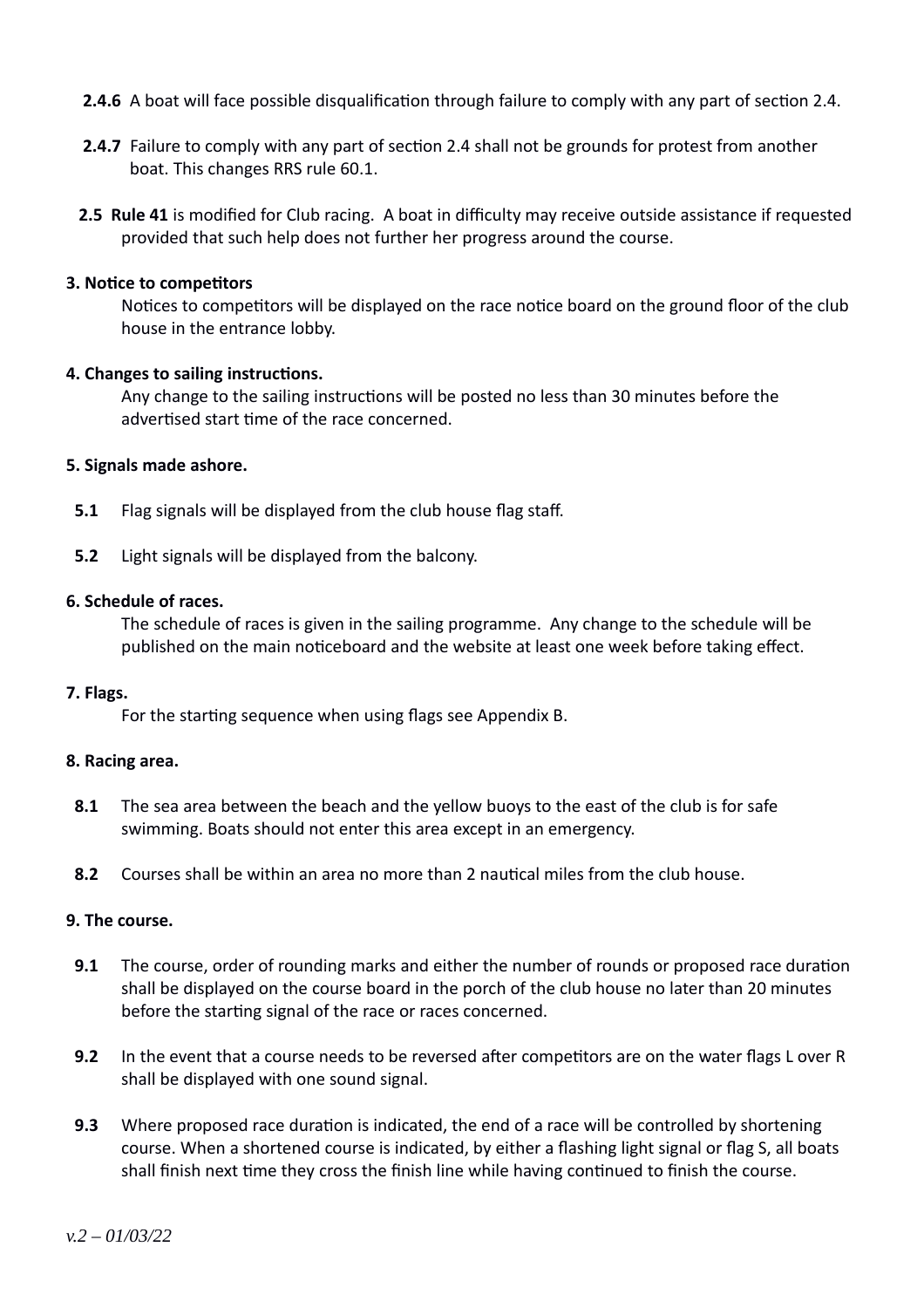**2.4.6** A boat will face possible disqualification through failure to comply with any part of section 2.4.

**2.4.7** Failure to comply with any part of section 2.4 shall not be grounds for protest from another boat. This changes RRS rule 60.1.

**2.5 Rule 41** is modified for Club racing. A boat in difficulty may receive outside assistance if requested provided that such help does not further her progress around the course.

**3. Notice to competitors**

Notices to competitors will be displayed on the race notice board on the ground floor of the club house in the entrance lobby.

**4. Changes to sailing instructions.**

Any change to the sailing instructions will be posted no less than 30 minutes before the advertised start time of the race concerned.

**5. Signals made ashore.**

**5.1** Flag signals will be displayed from the club house flag staff.

**5.2** Light signals will be displayed from the balcony.

**6. Schedule of races.**

The schedule of races is given in the sailing programme. Any change to the schedule will be published on the main noticeboard and the website at least one week before taking effect.

**7. Flags.**

For the starting sequence when using flags see Appendix B.

**8. Racing area.**

**8.1** The sea area between the beach and the yellow buoys to the east of the club is for safe swimming. Boats should not enter this area except in an emergency.

**8.2** Courses shall be within an area no more than 2 nautical miles from the club house.

**9. The course.**

**9.1** The course, order of rounding marks and either the number of rounds or proposed race duration shall be displayed on the course board in the porch of the club house no later than 20 minutes before the starting signal of the race or races concerned.

**9.2** In the event that a course needs to be reversed after competitors are on the water flags L over R shall be displayed with one sound signal.

**9.3** Where proposed race duration is indicated, the end of a race will be controlled by shortening course. When a shortened course is indicated, by either a flashing light signal or flag S, all boats shall finish next time they cross the finish line while having continued to finish the course.

*v.2 – 01/03/22*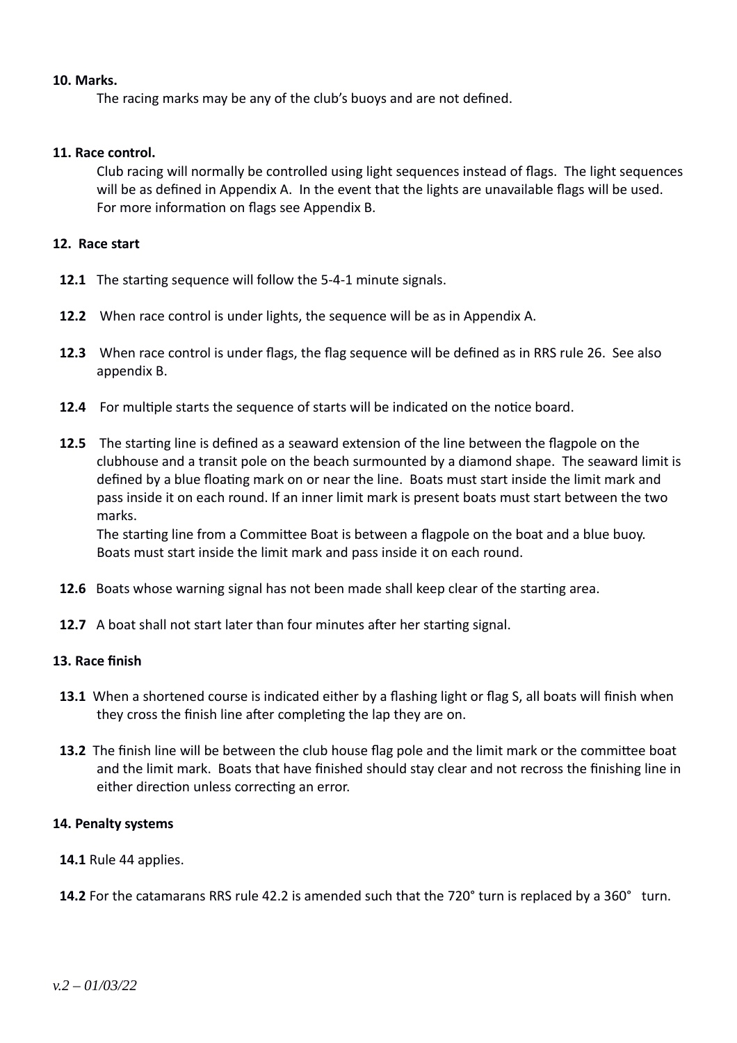**10. Marks.**

The racing marks may be any of the club's buoys and are not defined.

**11. Race control.**

Club racing will normally be controlled using light sequences instead of flags. The light sequences will be as defined in Appendix A. In the event that the lights are unavailable flags will be used. For more information on flags see Appendix B.

**12. Race start**

**12.1** The starting sequence will follow the 5-4-1 minute signals.

**12.2** When race control is under lights, the sequence will be as in Appendix A.

**12.3** When race control is under flags, the flag sequence will be defined as in RRS rule 26. See also appendix B.

**12.4** For multiple starts the sequence of starts will be indicated on the notice board.

**12.5** The starting line is defined as a seaward extension of the line between the flagpole on the clubhouse and a transit pole on the beach surmounted by a diamond shape. The seaward limit is defined by a blue floating mark on or near the line. Boats must start inside the limit mark and pass inside it on each round. If an inner limit mark is present boats must start between the two marks.
The starting line from a Committee Boat is between a flagpole on the boat and a blue buoy. Boats must start inside the limit mark and pass inside it on each round.

**12.6** Boats whose warning signal has not been made shall keep clear of the starting area.

**12.7** A boat shall not start later than four minutes after her starting signal.

**13. Race finish**

**13.1** When a shortened course is indicated either by a flashing light or flag S, all boats will finish when they cross the finish line after completing the lap they are on.

**13.2** The finish line will be between the club house flag pole and the limit mark or the committee boat and the limit mark. Boats that have finished should stay clear and not recross the finishing line in either direction unless correcting an error.

**14. Penalty systems**

**14.1** Rule 44 applies.

**14.2** For the catamarans RRS rule 42.2 is amended such that the 720° turn is replaced by a 360° turn.

*v.2 – 01/03/22*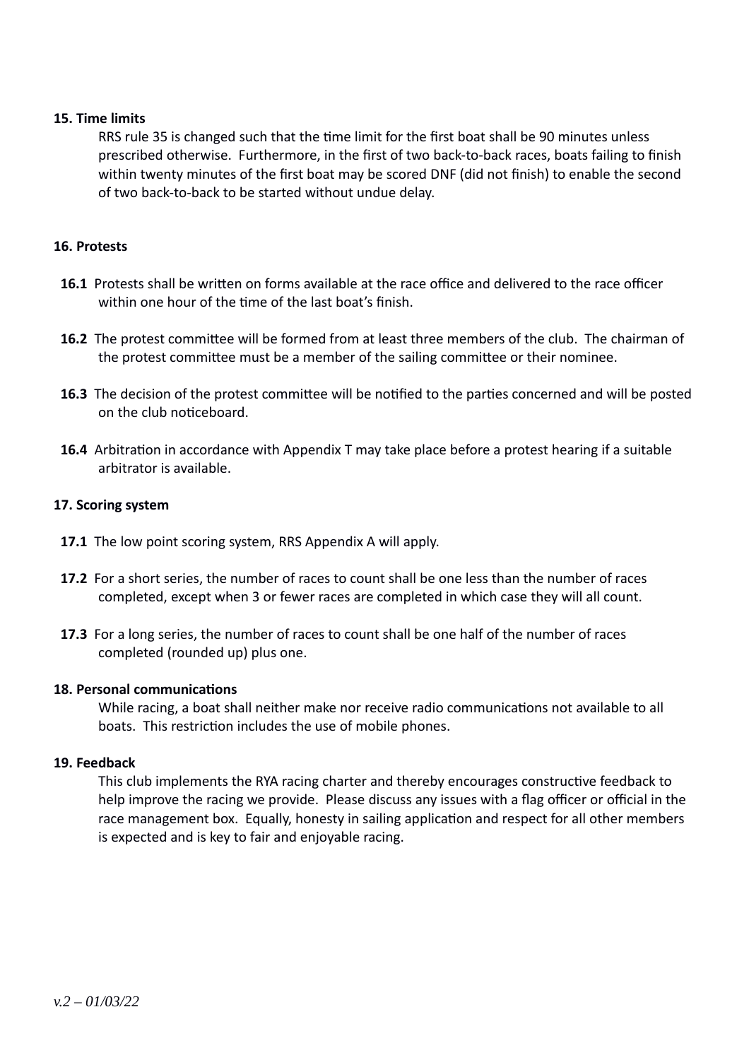**15. Time limits**

RRS rule 35 is changed such that the time limit for the first boat shall be 90 minutes unless prescribed otherwise. Furthermore, in the first of two back-to-back races, boats failing to finish within twenty minutes of the first boat may be scored DNF (did not finish) to enable the second of two back-to-back to be started without undue delay.

**16. Protests**

**16.1** Protests shall be written on forms available at the race office and delivered to the race officer within one hour of the time of the last boat's finish.

**16.2** The protest committee will be formed from at least three members of the club. The chairman of the protest committee must be a member of the sailing committee or their nominee.

**16.3** The decision of the protest committee will be notified to the parties concerned and will be posted on the club noticeboard.

**16.4** Arbitration in accordance with Appendix T may take place before a protest hearing if a suitable arbitrator is available.

**17. Scoring system**

**17.1** The low point scoring system, RRS Appendix A will apply.

**17.2** For a short series, the number of races to count shall be one less than the number of races completed, except when 3 or fewer races are completed in which case they will all count.

**17.3** For a long series, the number of races to count shall be one half of the number of races completed (rounded up) plus one.

**18. Personal communications**

While racing, a boat shall neither make nor receive radio communications not available to all boats. This restriction includes the use of mobile phones.

**19. Feedback**

This club implements the RYA racing charter and thereby encourages constructive feedback to help improve the racing we provide. Please discuss any issues with a flag officer or official in the race management box. Equally, honesty in sailing application and respect for all other members is expected and is key to fair and enjoyable racing.

*v.2 – 01/03/22*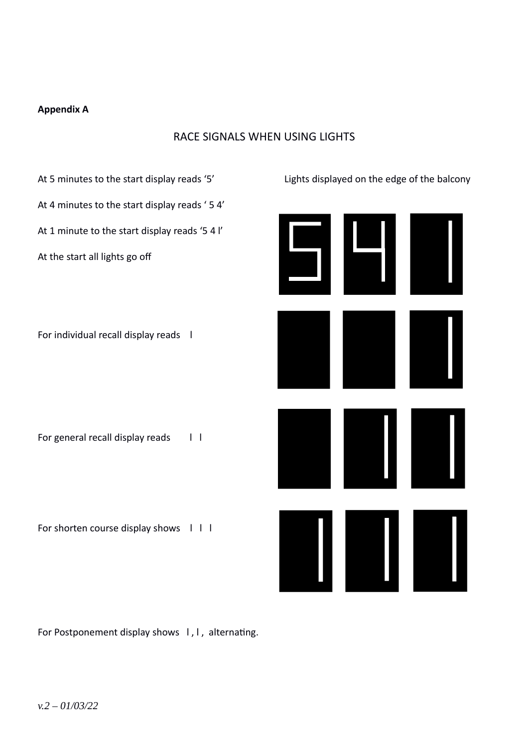**Appendix A**

## RACE SIGNALS WHEN USING LIGHTS

Lights displayed on the edge of the balcony

At 5 minutes to the start display reads '5'

At 4 minutes to the start display reads ' 5 4'

At 1 minute to the start display reads '5 4 l'

At the start all lights go off

For individual recall display reads l

For general recall display reads l l

For shorten course display shows l l l

For Postponement display shows l , l , alternating.

*v.2 – 01/03/22*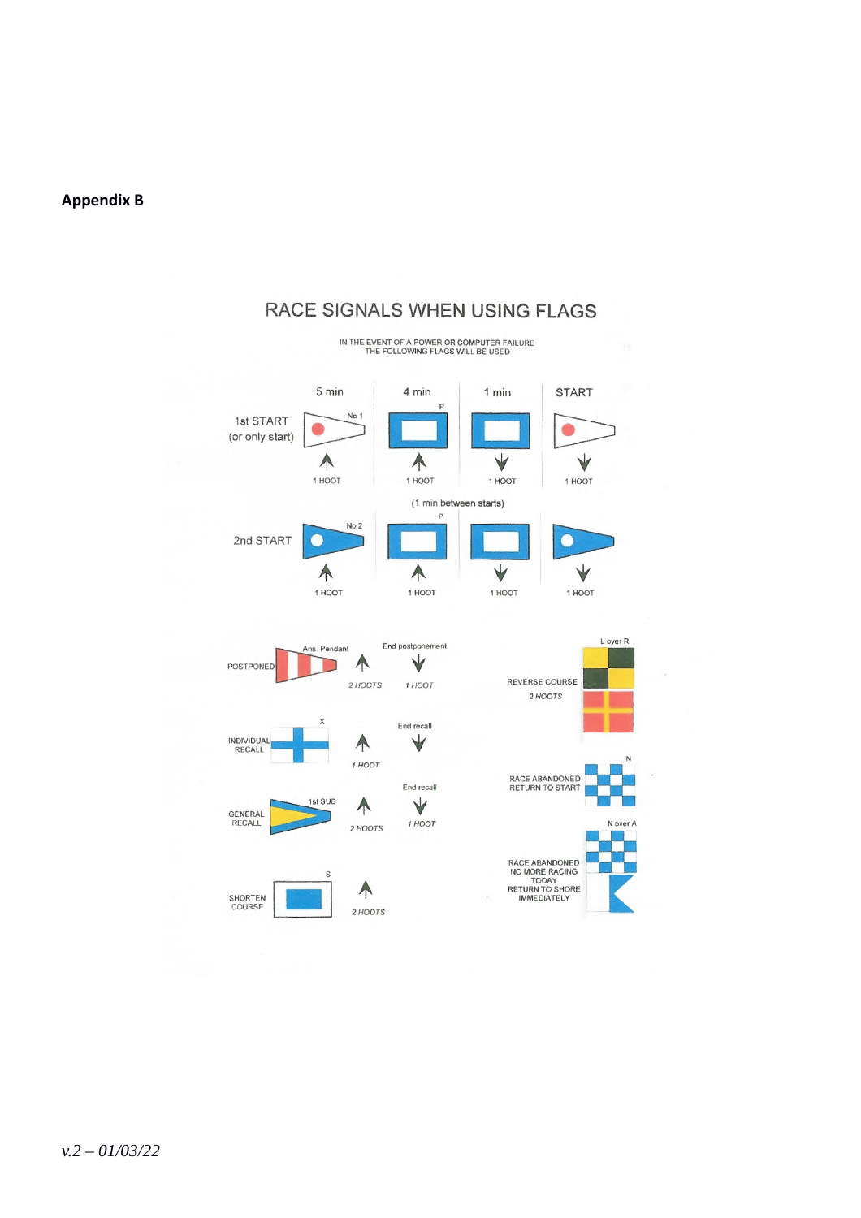**Appendix B**

# RACE SIGNALS WHEN USING FLAGS

IN THE EVENT OF A POWER OR COMPUTER FAILURE
THE FOLLOWING FLAGS WILL BE USED

| | 5 min | 4 min | 1 min | START |
|---|---|---|---|---|
| 1st START (or only start) | No 1 ↑ 1 HOOT | P ↑ 1 HOOT | ↓ 1 HOOT | ↓ 1 HOOT |
| | | (1 min between starts) | | |
| 2nd START | No 2 ↑ 1 HOOT | P ↑ 1 HOOT | ↓ 1 HOOT | ↓ 1 HOOT |

POSTPONED — Ans Pendant ↑ 2 HOOTS — End postponement ↓ 1 HOOT

INDIVIDUAL RECALL — X ↑ 1 HOOT — End recall ↓

GENERAL RECALL — 1st SUB ↑ 2 HOOTS — End recall ↓ 1 HOOT

SHORTEN COURSE — S ↑ 2 HOOTS

REVERSE COURSE — L over R — 2 HOOTS

RACE ABANDONED RETURN TO START — N

RACE ABANDONED NO MORE RACING TODAY RETURN TO SHORE IMMEDIATELY — N over A

*v.2 – 01/03/22*